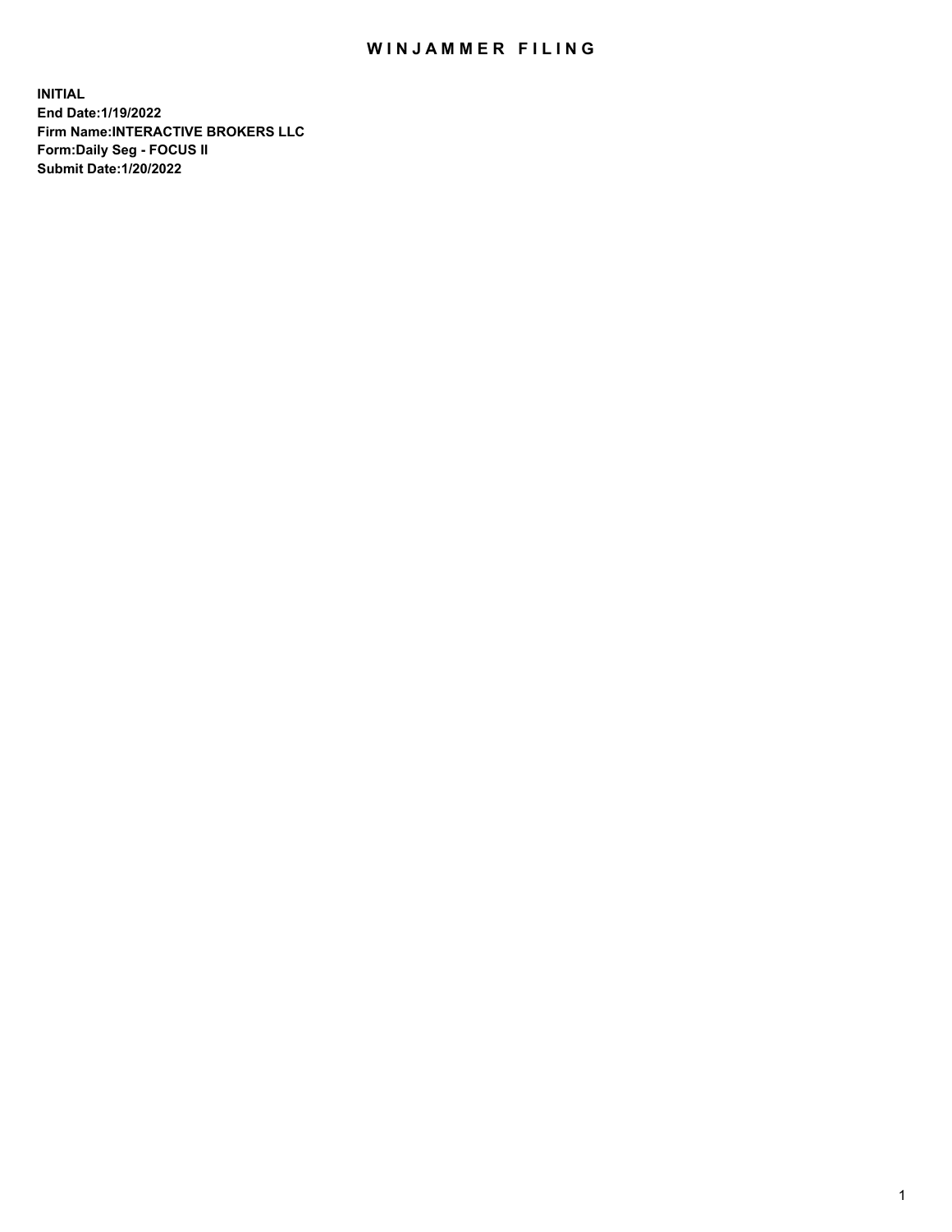# WINJAMMER FILING

**INITIAL**
**End Date:1/19/2022**
**Firm Name:INTERACTIVE BROKERS LLC**
**Form:Daily Seg - FOCUS II**
**Submit Date:1/20/2022**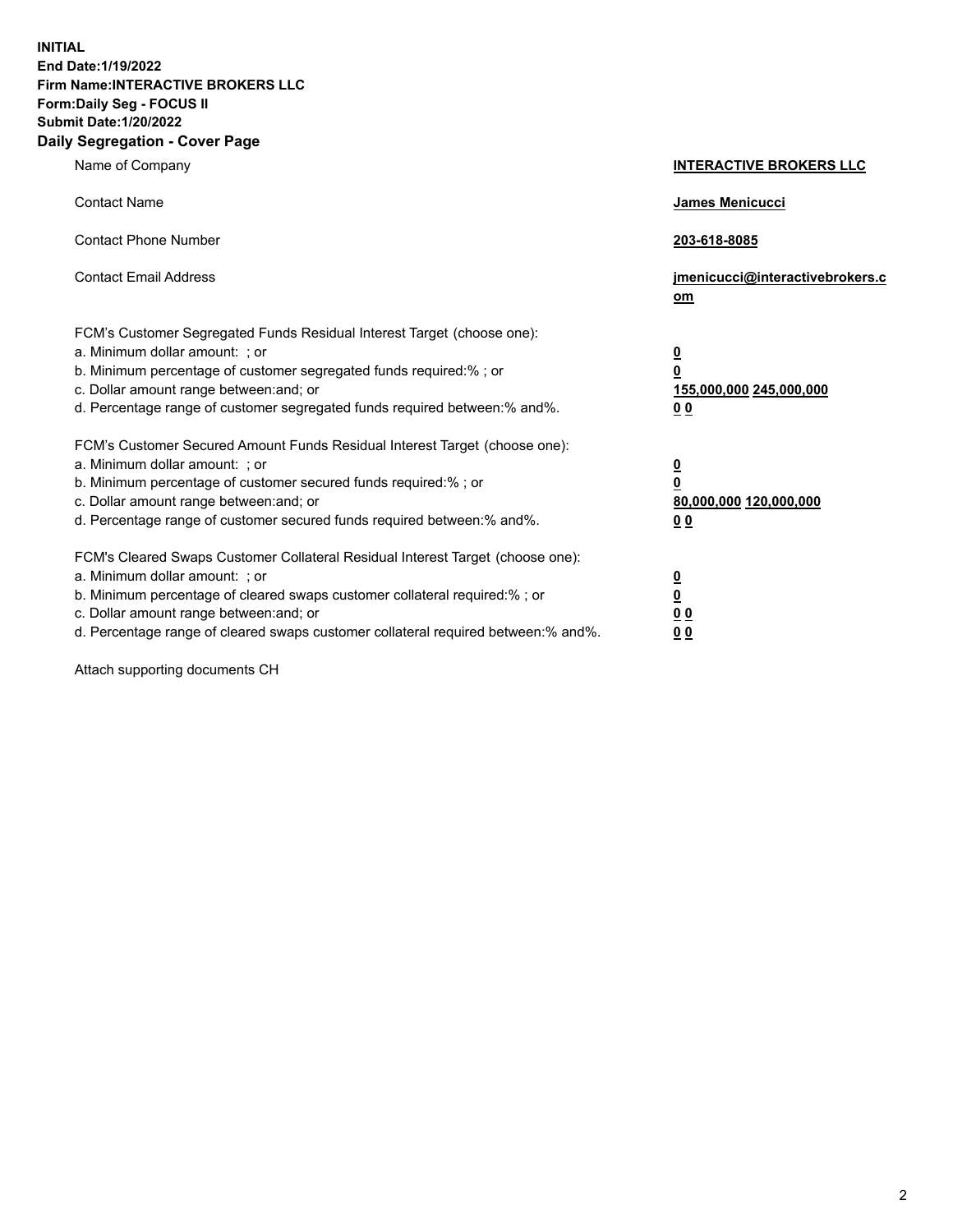**INITIAL**
**End Date:1/19/2022**
**Firm Name:INTERACTIVE BROKERS LLC**
**Form:Daily Seg - FOCUS II**
**Submit Date:1/20/2022**

## Daily Segregation - Cover Page

| | |
|---|---|
| Name of Company | **INTERACTIVE BROKERS LLC** |
| Contact Name | **James Menicucci** |
| Contact Phone Number | **203-618-8085** |
| Contact Email Address | **jmenicucci@interactivebrokers.com** |

FCM's Customer Segregated Funds Residual Interest Target (choose one):

| | |
|---|---|
| a. Minimum dollar amount: ; or | **0** |
| b. Minimum percentage of customer segregated funds required:% ; or | **0** |
| c. Dollar amount range between:and; or | **155,000,000 245,000,000** |
| d. Percentage range of customer segregated funds required between:% and%. | **0 0** |

FCM's Customer Secured Amount Funds Residual Interest Target (choose one):

| | |
|---|---|
| a. Minimum dollar amount: ; or | **0** |
| b. Minimum percentage of customer secured funds required:% ; or | **0** |
| c. Dollar amount range between:and; or | **80,000,000 120,000,000** |
| d. Percentage range of customer secured funds required between:% and%. | **0 0** |

FCM's Cleared Swaps Customer Collateral Residual Interest Target (choose one):

| | |
|---|---|
| a. Minimum dollar amount: ; or | **0** |
| b. Minimum percentage of cleared swaps customer collateral required:% ; or | **0** |
| c. Dollar amount range between:and; or | **0 0** |
| d. Percentage range of cleared swaps customer collateral required between:% and%. | **0 0** |

Attach supporting documents CH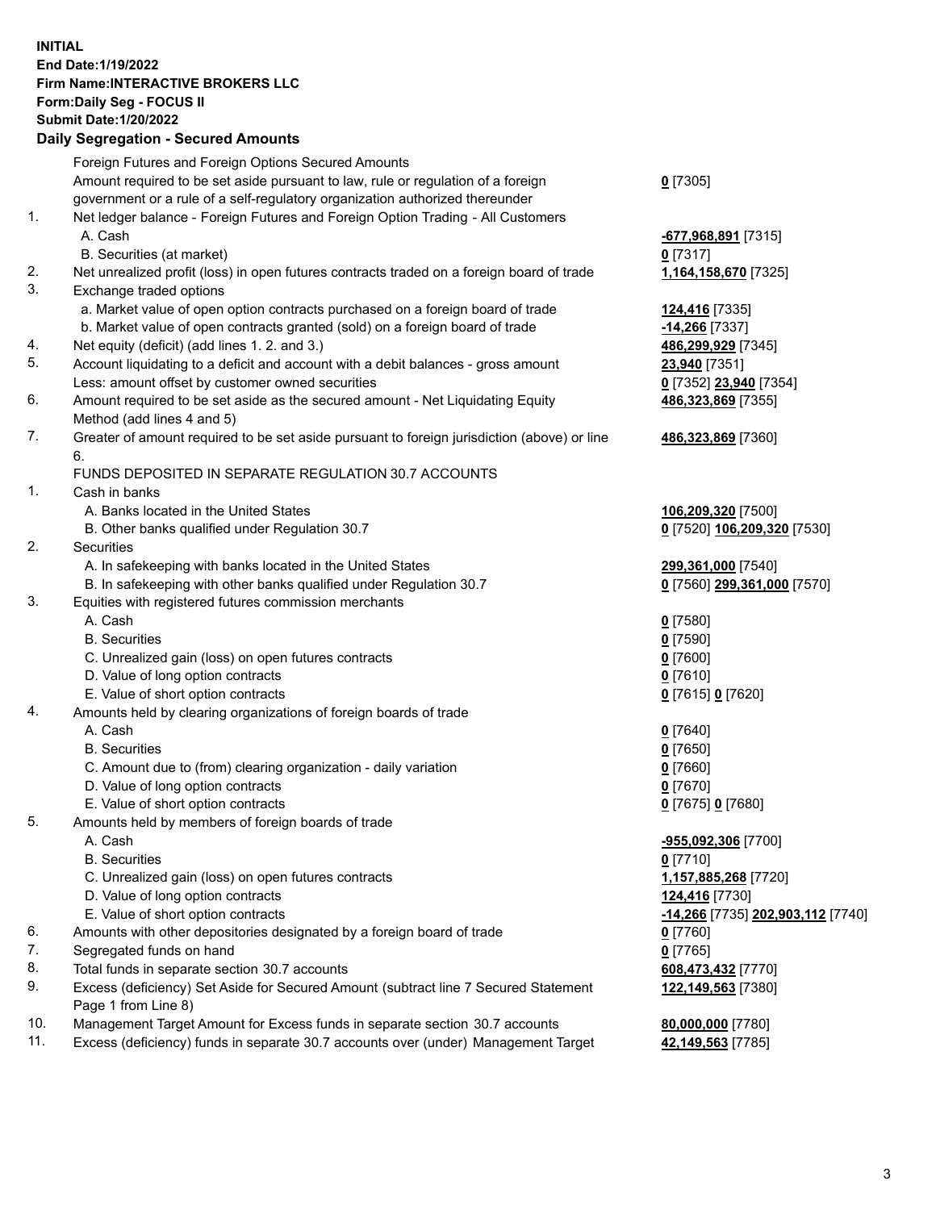**INITIAL**
**End Date:1/19/2022**
**Firm Name:INTERACTIVE BROKERS LLC**
**Form:Daily Seg - FOCUS II**
**Submit Date:1/20/2022**

**Daily Segregation - Secured Amounts**

| | | |
|---|---|---|
| | Foreign Futures and Foreign Options Secured Amounts | |
| | Amount required to be set aside pursuant to law, rule or regulation of a foreign government or a rule of a self-regulatory organization authorized thereunder | **0** [7305] |
| 1. | Net ledger balance - Foreign Futures and Foreign Option Trading - All Customers | |
| | A. Cash | **-677,968,891** [7315] |
| | B. Securities (at market) | **0** [7317] |
| 2. | Net unrealized profit (loss) in open futures contracts traded on a foreign board of trade | **1,164,158,670** [7325] |
| 3. | Exchange traded options | |
| | a. Market value of open option contracts purchased on a foreign board of trade | **124,416** [7335] |
| | b. Market value of open contracts granted (sold) on a foreign board of trade | **-14,266** [7337] |
| 4. | Net equity (deficit) (add lines 1. 2. and 3.) | **486,299,929** [7345] |
| 5. | Account liquidating to a deficit and account with a debit balances - gross amount | **23,940** [7351] |
| | Less: amount offset by customer owned securities | **0** [7352] **23,940** [7354] |
| 6. | Amount required to be set aside as the secured amount - Net Liquidating Equity Method (add lines 4 and 5) | **486,323,869** [7355] |
| 7. | Greater of amount required to be set aside pursuant to foreign jurisdiction (above) or line 6. | **486,323,869** [7360] |
| | FUNDS DEPOSITED IN SEPARATE REGULATION 30.7 ACCOUNTS | |
| 1. | Cash in banks | |
| | A. Banks located in the United States | **106,209,320** [7500] |
| | B. Other banks qualified under Regulation 30.7 | **0** [7520] **106,209,320** [7530] |
| 2. | Securities | |
| | A. In safekeeping with banks located in the United States | **299,361,000** [7540] |
| | B. In safekeeping with other banks qualified under Regulation 30.7 | **0** [7560] **299,361,000** [7570] |
| 3. | Equities with registered futures commission merchants | |
| | A. Cash | **0** [7580] |
| | B. Securities | **0** [7590] |
| | C. Unrealized gain (loss) on open futures contracts | **0** [7600] |
| | D. Value of long option contracts | **0** [7610] |
| | E. Value of short option contracts | **0** [7615] **0** [7620] |
| 4. | Amounts held by clearing organizations of foreign boards of trade | |
| | A. Cash | **0** [7640] |
| | B. Securities | **0** [7650] |
| | C. Amount due to (from) clearing organization - daily variation | **0** [7660] |
| | D. Value of long option contracts | **0** [7670] |
| | E. Value of short option contracts | **0** [7675] **0** [7680] |
| 5. | Amounts held by members of foreign boards of trade | |
| | A. Cash | **-955,092,306** [7700] |
| | B. Securities | **0** [7710] |
| | C. Unrealized gain (loss) on open futures contracts | **1,157,885,268** [7720] |
| | D. Value of long option contracts | **124,416** [7730] |
| | E. Value of short option contracts | **-14,266** [7735] **202,903,112** [7740] |
| 6. | Amounts with other depositories designated by a foreign board of trade | **0** [7760] |
| 7. | Segregated funds on hand | **0** [7765] |
| 8. | Total funds in separate section 30.7 accounts | **608,473,432** [7770] |
| 9. | Excess (deficiency) Set Aside for Secured Amount (subtract line 7 Secured Statement Page 1 from Line 8) | **122,149,563** [7380] |
| 10. | Management Target Amount for Excess funds in separate section 30.7 accounts | **80,000,000** [7780] |
| 11. | Excess (deficiency) funds in separate 30.7 accounts over (under) Management Target | **42,149,563** [7785] |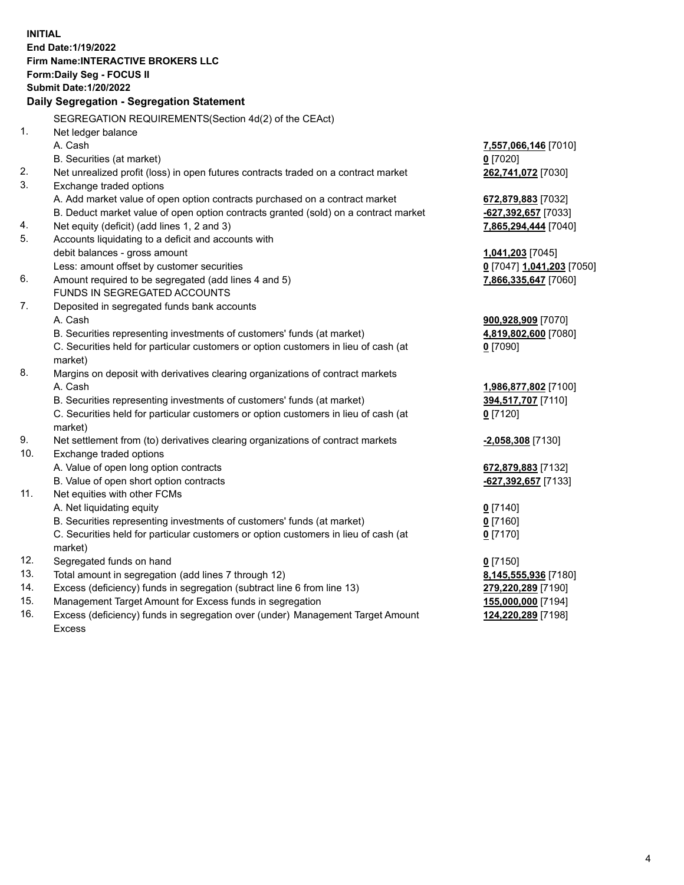**INITIAL**
**End Date:1/19/2022**
**Firm Name:INTERACTIVE BROKERS LLC**
**Form:Daily Seg - FOCUS II**
**Submit Date:1/20/2022**

**Daily Segregation - Segregation Statement**

SEGREGATION REQUIREMENTS(Section 4d(2) of the CEAct)

| | | |
|---|---|---|
| 1. | Net ledger balance | |
| | A. Cash | **7,557,066,146** [7010] |
| | B. Securities (at market) | **0** [7020] |
| 2. | Net unrealized profit (loss) in open futures contracts traded on a contract market | **262,741,072** [7030] |
| 3. | Exchange traded options | |
| | A. Add market value of open option contracts purchased on a contract market | **672,879,883** [7032] |
| | B. Deduct market value of open option contracts granted (sold) on a contract market | **-627,392,657** [7033] |
| 4. | Net equity (deficit) (add lines 1, 2 and 3) | **7,865,294,444** [7040] |
| 5. | Accounts liquidating to a deficit and accounts with debit balances - gross amount | **1,041,203** [7045] |
| | Less: amount offset by customer securities | **0** [7047] **1,041,203** [7050] |
| 6. | Amount required to be segregated (add lines 4 and 5) | **7,866,335,647** [7060] |
| | FUNDS IN SEGREGATED ACCOUNTS | |
| 7. | Deposited in segregated funds bank accounts | |
| | A. Cash | **900,928,909** [7070] |
| | B. Securities representing investments of customers' funds (at market) | **4,819,802,600** [7080] |
| | C. Securities held for particular customers or option customers in lieu of cash (at market) | **0** [7090] |
| 8. | Margins on deposit with derivatives clearing organizations of contract markets | |
| | A. Cash | **1,986,877,802** [7100] |
| | B. Securities representing investments of customers' funds (at market) | **394,517,707** [7110] |
| | C. Securities held for particular customers or option customers in lieu of cash (at market) | **0** [7120] |
| 9. | Net settlement from (to) derivatives clearing organizations of contract markets | **-2,058,308** [7130] |
| 10. | Exchange traded options | |
| | A. Value of open long option contracts | **672,879,883** [7132] |
| | B. Value of open short option contracts | **-627,392,657** [7133] |
| 11. | Net equities with other FCMs | |
| | A. Net liquidating equity | **0** [7140] |
| | B. Securities representing investments of customers' funds (at market) | **0** [7160] |
| | C. Securities held for particular customers or option customers in lieu of cash (at market) | **0** [7170] |
| 12. | Segregated funds on hand | **0** [7150] |
| 13. | Total amount in segregation (add lines 7 through 12) | **8,145,555,936** [7180] |
| 14. | Excess (deficiency) funds in segregation (subtract line 6 from line 13) | **279,220,289** [7190] |
| 15. | Management Target Amount for Excess funds in segregation | **155,000,000** [7194] |
| 16. | Excess (deficiency) funds in segregation over (under) Management Target Amount Excess | **124,220,289** [7198] |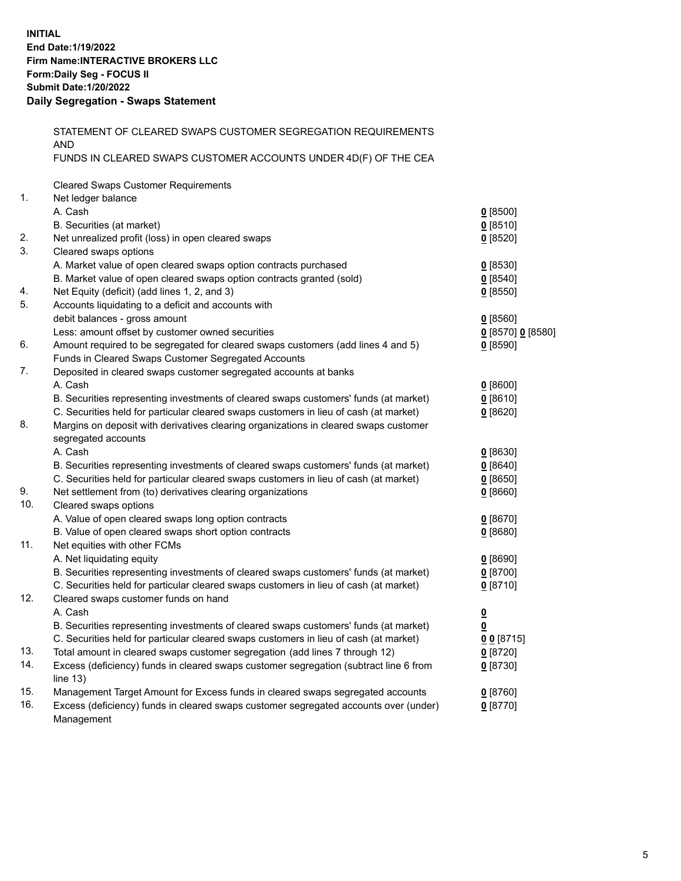**INITIAL**
**End Date:1/19/2022**
**Firm Name:INTERACTIVE BROKERS LLC**
**Form:Daily Seg - FOCUS II**
**Submit Date:1/20/2022**
**Daily Segregation - Swaps Statement**

STATEMENT OF CLEARED SWAPS CUSTOMER SEGREGATION REQUIREMENTS AND FUNDS IN CLEARED SWAPS CUSTOMER ACCOUNTS UNDER 4D(F) OF THE CEA

| | | |
|---|---|---|
| | Cleared Swaps Customer Requirements | |
| 1. | Net ledger balance | |
| | A. Cash | 0 [8500] |
| | B. Securities (at market) | 0 [8510] |
| 2. | Net unrealized profit (loss) in open cleared swaps | 0 [8520] |
| 3. | Cleared swaps options | |
| | A. Market value of open cleared swaps option contracts purchased | 0 [8530] |
| | B. Market value of open cleared swaps option contracts granted (sold) | 0 [8540] |
| 4. | Net Equity (deficit) (add lines 1, 2, and 3) | 0 [8550] |
| 5. | Accounts liquidating to a deficit and accounts with | |
| | debit balances - gross amount | 0 [8560] |
| | Less: amount offset by customer owned securities | 0 [8570] 0 [8580] |
| 6. | Amount required to be segregated for cleared swaps customers (add lines 4 and 5) | 0 [8590] |
| | Funds in Cleared Swaps Customer Segregated Accounts | |
| 7. | Deposited in cleared swaps customer segregated accounts at banks | |
| | A. Cash | 0 [8600] |
| | B. Securities representing investments of cleared swaps customers' funds (at market) | 0 [8610] |
| | C. Securities held for particular cleared swaps customers in lieu of cash (at market) | 0 [8620] |
| 8. | Margins on deposit with derivatives clearing organizations in cleared swaps customer segregated accounts | |
| | A. Cash | 0 [8630] |
| | B. Securities representing investments of cleared swaps customers' funds (at market) | 0 [8640] |
| | C. Securities held for particular cleared swaps customers in lieu of cash (at market) | 0 [8650] |
| 9. | Net settlement from (to) derivatives clearing organizations | 0 [8660] |
| 10. | Cleared swaps options | |
| | A. Value of open cleared swaps long option contracts | 0 [8670] |
| | B. Value of open cleared swaps short option contracts | 0 [8680] |
| 11. | Net equities with other FCMs | |
| | A. Net liquidating equity | 0 [8690] |
| | B. Securities representing investments of cleared swaps customers' funds (at market) | 0 [8700] |
| | C. Securities held for particular cleared swaps customers in lieu of cash (at market) | 0 [8710] |
| 12. | Cleared swaps customer funds on hand | |
| | A. Cash | 0 |
| | B. Securities representing investments of cleared swaps customers' funds (at market) | 0 |
| | C. Securities held for particular cleared swaps customers in lieu of cash (at market) | 0 0 [8715] |
| 13. | Total amount in cleared swaps customer segregation (add lines 7 through 12) | 0 [8720] |
| 14. | Excess (deficiency) funds in cleared swaps customer segregation (subtract line 6 from line 13) | 0 [8730] |
| 15. | Management Target Amount for Excess funds in cleared swaps segregated accounts | 0 [8760] |
| 16. | Excess (deficiency) funds in cleared swaps customer segregated accounts over (under) Management | 0 [8770] |